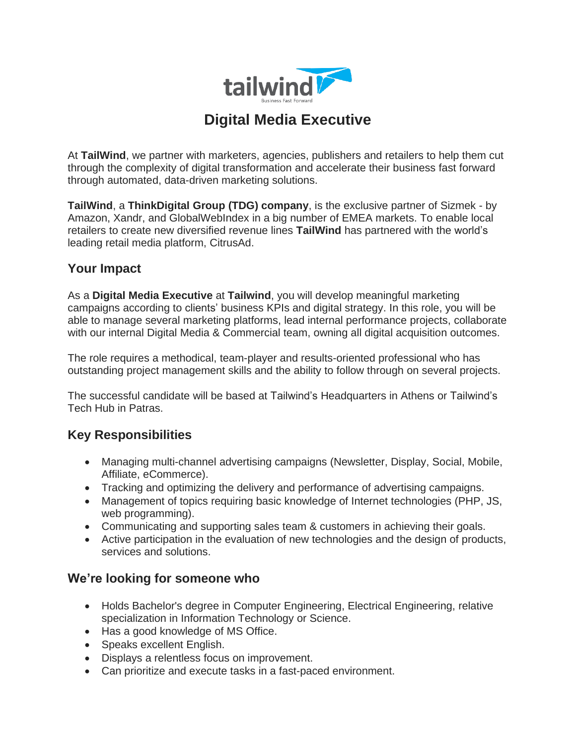# Digital Media Executive

At **TailWind**, we partner with marketers, agencies, publishers and retailers to help them cut through the complexity of digital transformation and accelerate their business fast forward through automated, data-driven marketing solutions.

**TailWind**, a **ThinkDigital Group (TDG) company**, is the exclusive partner of Sizmek - by Amazon, Xandr, and GlobalWebIndex in a big number of EMEA markets. To enable local retailers to create new diversified revenue lines **TailWind** has partnered with the world's leading retail media platform, CitrusAd.

## Your Impact

As a **Digital Media Executive** at **Tailwind**, you will develop meaningful marketing campaigns according to clients' business KPIs and digital strategy. In this role, you will be able to manage several marketing platforms, lead internal performance projects, collaborate with our internal Digital Media & Commercial team, owning all digital acquisition outcomes.

The role requires a methodical, team-player and results-oriented professional who has outstanding project management skills and the ability to follow through on several projects.

The successful candidate will be based at Tailwind's Headquarters in Athens or Tailwind's Tech Hub in Patras.

## Key Responsibilities

- Managing multi-channel advertising campaigns (Newsletter, Display, Social, Mobile, Affiliate, eCommerce).
- Tracking and optimizing the delivery and performance of advertising campaigns.
- Management of topics requiring basic knowledge of Internet technologies (PHP, JS, web programming).
- Communicating and supporting sales team & customers in achieving their goals.
- Active participation in the evaluation of new technologies and the design of products, services and solutions.

## We're looking for someone who

- Holds Bachelor's degree in Computer Engineering, Electrical Engineering, relative specialization in Information Technology or Science.
- Has a good knowledge of MS Office.
- Speaks excellent English.
- Displays a relentless focus on improvement.
- Can prioritize and execute tasks in a fast-paced environment.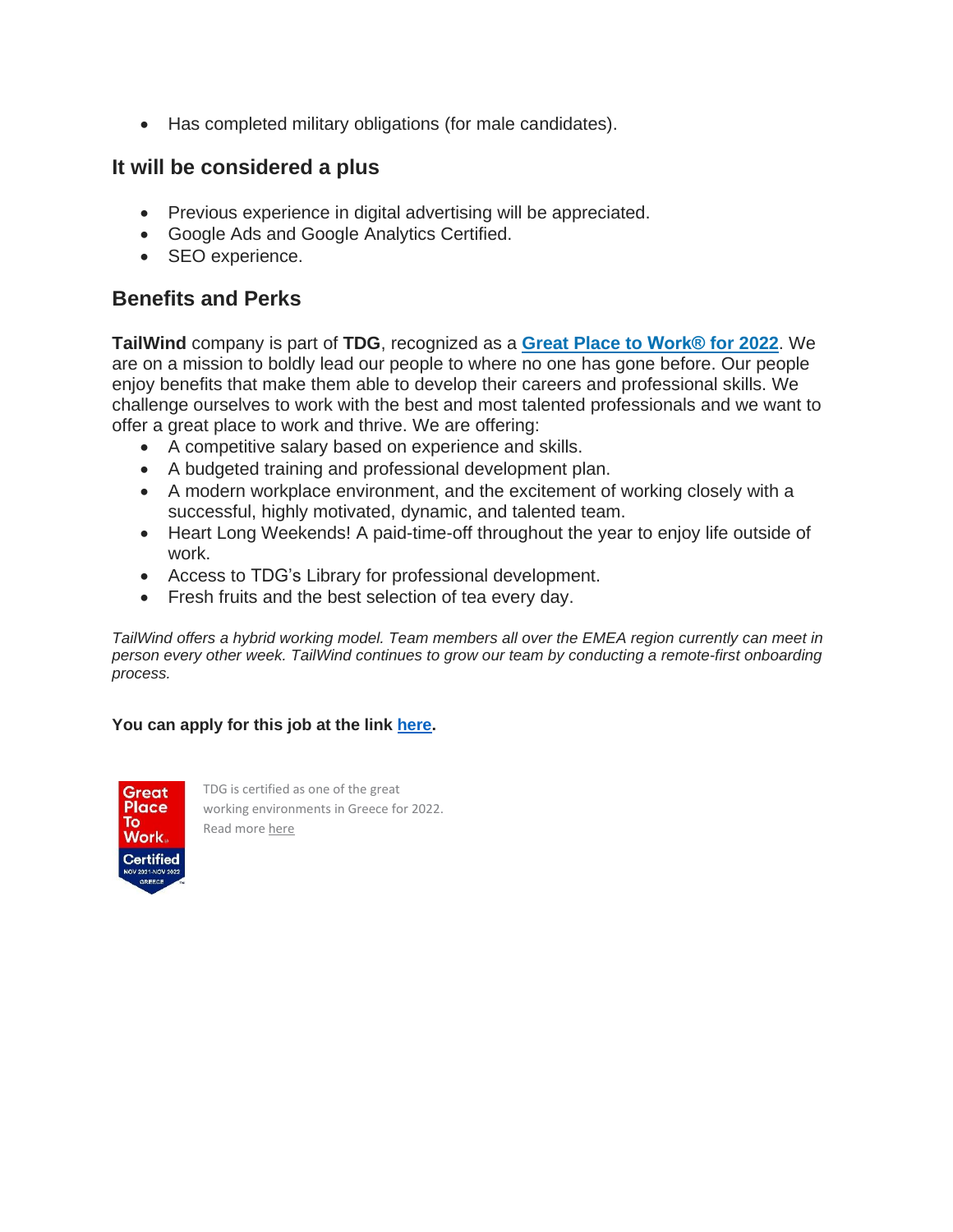- Has completed military obligations (for male candidates).

## It will be considered a plus

- Previous experience in digital advertising will be appreciated.
- Google Ads and Google Analytics Certified.
- SEO experience.

## Benefits and Perks

**TailWind** company is part of **TDG**, recognized as a **Great Place to Work® for 2022**. We are on a mission to boldly lead our people to where no one has gone before. Our people enjoy benefits that make them able to develop their careers and professional skills. We challenge ourselves to work with the best and most talented professionals and we want to offer a great place to work and thrive. We are offering:

- A competitive salary based on experience and skills.
- A budgeted training and professional development plan.
- A modern workplace environment, and the excitement of working closely with a successful, highly motivated, dynamic, and talented team.
- Heart Long Weekends! A paid-time-off throughout the year to enjoy life outside of work.
- Access to TDG's Library for professional development.
- Fresh fruits and the best selection of tea every day.

*TailWind offers a hybrid working model. Team members all over the EMEA region currently can meet in person every other week. TailWind continues to grow our team by conducting a remote-first onboarding process.*

**You can apply for this job at the link here.**

Great Place To Work. Certified NOV 2021-NOV 2022 GREECE

TDG is certified as one of the great working environments in Greece for 2022. Read more here